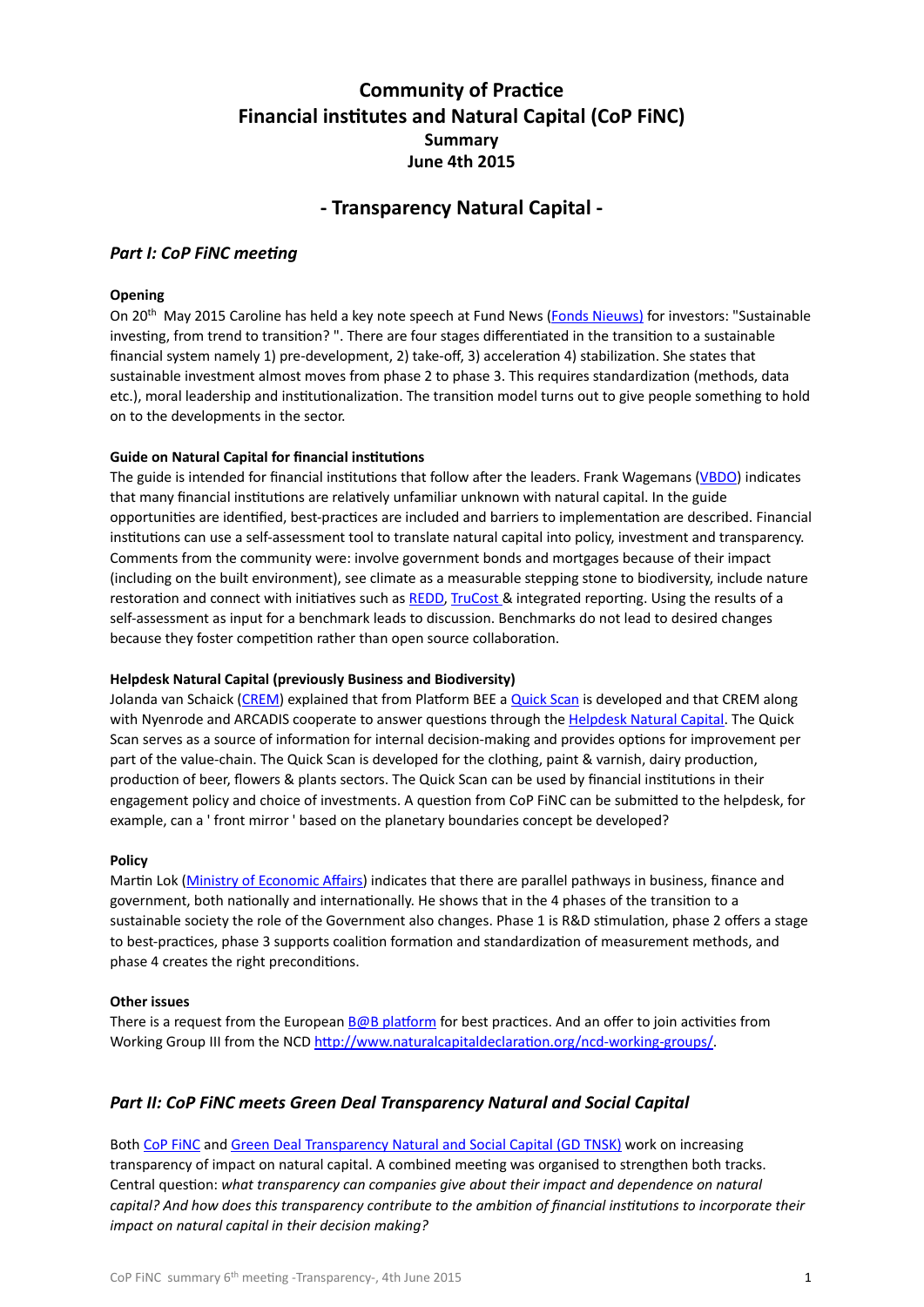# Community of Practice
# Financial institutes and Natural Capital (CoP FiNC)
## Summary
## June 4th 2015

## - Transparency Natural Capital -

### *Part I: CoP FiNC meeting*

**Opening**

On 20th May 2015 Caroline has held a key note speech at Fund News (Fonds Nieuws) for investors: "Sustainable investing, from trend to transition? ". There are four stages differentiated in the transition to a sustainable financial system namely 1) pre-development, 2) take-off, 3) acceleration 4) stabilization. She states that sustainable investment almost moves from phase 2 to phase 3. This requires standardization (methods, data etc.), moral leadership and institutionalization. The transition model turns out to give people something to hold on to the developments in the sector.

**Guide on Natural Capital for financial institutions**

The guide is intended for financial institutions that follow after the leaders. Frank Wagemans (VBDO) indicates that many financial institutions are relatively unfamiliar unknown with natural capital. In the guide opportunities are identified, best-practices are included and barriers to implementation are described. Financial institutions can use a self-assessment tool to translate natural capital into policy, investment and transparency. Comments from the community were: involve government bonds and mortgages because of their impact (including on the built environment), see climate as a measurable stepping stone to biodiversity, include nature restoration and connect with initiatives such as REDD, TruCost & integrated reporting. Using the results of a self-assessment as input for a benchmark leads to discussion. Benchmarks do not lead to desired changes because they foster competition rather than open source collaboration.

**Helpdesk Natural Capital (previously Business and Biodiversity)**

Jolanda van Schaick (CREM) explained that from Platform BEE a Quick Scan is developed and that CREM along with Nyenrode and ARCADIS cooperate to answer questions through the Helpdesk Natural Capital. The Quick Scan serves as a source of information for internal decision-making and provides options for improvement per part of the value-chain. The Quick Scan is developed for the clothing, paint & varnish, dairy production, production of beer, flowers & plants sectors. The Quick Scan can be used by financial institutions in their engagement policy and choice of investments. A question from CoP FiNC can be submitted to the helpdesk, for example, can a ' front mirror ' based on the planetary boundaries concept be developed?

**Policy**

Martin Lok (Ministry of Economic Affairs) indicates that there are parallel pathways in business, finance and government, both nationally and internationally. He shows that in the 4 phases of the transition to a sustainable society the role of the Government also changes. Phase 1 is R&D stimulation, phase 2 offers a stage to best-practices, phase 3 supports coalition formation and standardization of measurement methods, and phase 4 creates the right preconditions.

**Other issues**

There is a request from the European B@B platform for best practices. And an offer to join activities from Working Group III from the NCD http://www.naturalcapitaldeclaration.org/ncd-working-groups/.

### *Part II: CoP FiNC meets Green Deal Transparency Natural and Social Capital*

Both CoP FiNC and Green Deal Transparency Natural and Social Capital (GD TNSK) work on increasing transparency of impact on natural capital. A combined meeting was organised to strengthen both tracks. Central question: *what transparency can companies give about their impact and dependence on natural capital? And how does this transparency contribute to the ambition of financial institutions to incorporate their impact on natural capital in their decision making?*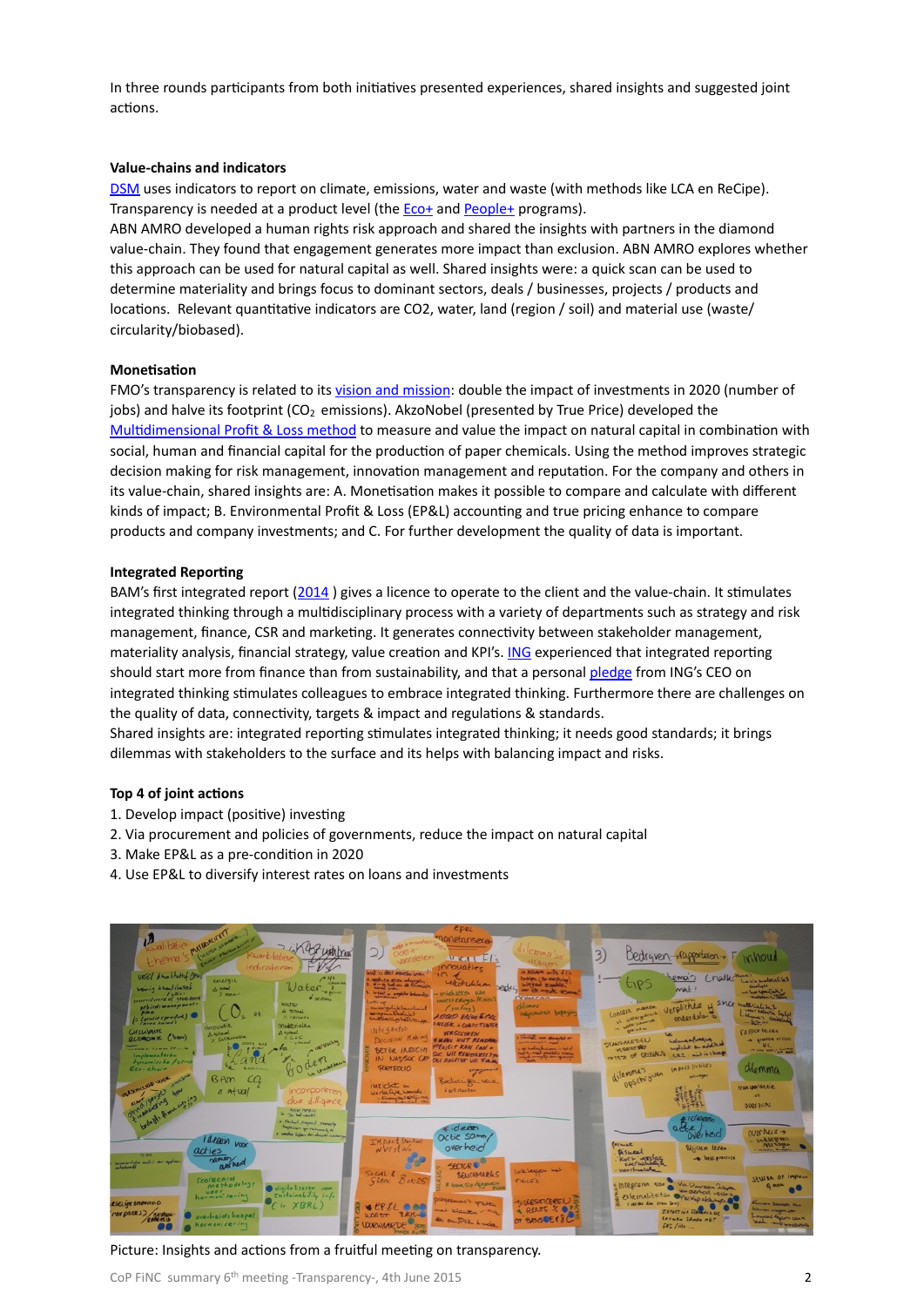In three rounds participants from both initiatives presented experiences, shared insights and suggested joint actions.

**Value-chains and indicators**

DSM uses indicators to report on climate, emissions, water and waste (with methods like LCA en ReCipe). Transparency is needed at a product level (the Eco+ and People+ programs).
ABN AMRO developed a human rights risk approach and shared the insights with partners in the diamond value-chain. They found that engagement generates more impact than exclusion. ABN AMRO explores whether this approach can be used for natural capital as well. Shared insights were: a quick scan can be used to determine materiality and brings focus to dominant sectors, deals / businesses, projects / products and locations. Relevant quantitative indicators are CO2, water, land (region / soil) and material use (waste/ circularity/biobased).

**Monetisation**

FMO's transparency is related to its vision and mission: double the impact of investments in 2020 (number of jobs) and halve its footprint ($CO_2$ emissions). AkzoNobel (presented by True Price) developed the Multidimensional Profit & Loss method to measure and value the impact on natural capital in combination with social, human and financial capital for the production of paper chemicals. Using the method improves strategic decision making for risk management, innovation management and reputation. For the company and others in its value-chain, shared insights are: A. Monetisation makes it possible to compare and calculate with different kinds of impact; B. Environmental Profit & Loss (EP&L) accounting and true pricing enhance to compare products and company investments; and C. For further development the quality of data is important.

**Integrated Reporting**

BAM's first integrated report (2014 ) gives a licence to operate to the client and the value-chain. It stimulates integrated thinking through a multidisciplinary process with a variety of departments such as strategy and risk management, finance, CSR and marketing. It generates connectivity between stakeholder management, materiality analysis, financial strategy, value creation and KPI's. ING experienced that integrated reporting should start more from finance than from sustainability, and that a personal pledge from ING's CEO on integrated thinking stimulates colleagues to embrace integrated thinking. Furthermore there are challenges on the quality of data, connectivity, targets & impact and regulations & standards.
Shared insights are: integrated reporting stimulates integrated thinking; it needs good standards; it brings dilemmas with stakeholders to the surface and its helps with balancing impact and risks.

**Top 4 of joint actions**

1. Develop impact (positive) investing
2. Via procurement and policies of governments, reduce the impact on natural capital
3. Make EP&L as a pre-condition in 2020
4. Use EP&L to diversify interest rates on loans and investments

Picture: Insights and actions from a fruitful meeting on transparency.